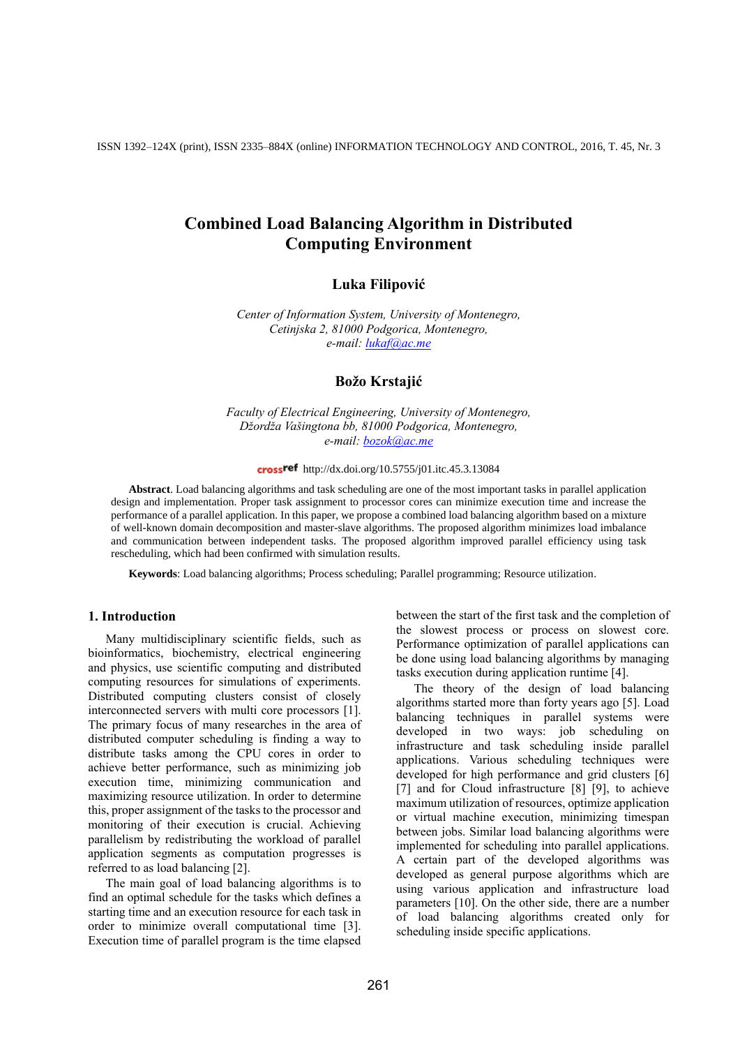# Combined Load Balancing Algorithm in Distributed Computing Environment

**Luka Filipović**

*Center of Information System, University of Montenegro, Cetinjska 2, 81000 Podgorica, Montenegro, e-mail: lukaf@ac.me*

**Božo Krstajić**

*Faculty of Electrical Engineering, University of Montenegro, Džordža Vašingtona bb, 81000 Podgorica, Montenegro, e-mail: bozok@ac.me*

http://dx.doi.org/10.5755/j01.itc.45.3.13084

**Abstract**. Load balancing algorithms and task scheduling are one of the most important tasks in parallel application design and implementation. Proper task assignment to processor cores can minimize execution time and increase the performance of a parallel application. In this paper, we propose a combined load balancing algorithm based on a mixture of well-known domain decomposition and master-slave algorithms. The proposed algorithm minimizes load imbalance and communication between independent tasks. The proposed algorithm improved parallel efficiency using task rescheduling, which had been confirmed with simulation results.

**Keywords**: Load balancing algorithms; Process scheduling; Parallel programming; Resource utilization.

## 1. Introduction

Many multidisciplinary scientific fields, such as bioinformatics, biochemistry, electrical engineering and physics, use scientific computing and distributed computing resources for simulations of experiments. Distributed computing clusters consist of closely interconnected servers with multi core processors [1]. The primary focus of many researches in the area of distributed computer scheduling is finding a way to distribute tasks among the CPU cores in order to achieve better performance, such as minimizing job execution time, minimizing communication and maximizing resource utilization. In order to determine this, proper assignment of the tasks to the processor and monitoring of their execution is crucial. Achieving parallelism by redistributing the workload of parallel application segments as computation progresses is referred to as load balancing [2].

The main goal of load balancing algorithms is to find an optimal schedule for the tasks which defines a starting time and an execution resource for each task in order to minimize overall computational time [3]. Execution time of parallel program is the time elapsed between the start of the first task and the completion of the slowest process or process on slowest core. Performance optimization of parallel applications can be done using load balancing algorithms by managing tasks execution during application runtime [4].

The theory of the design of load balancing algorithms started more than forty years ago [5]. Load balancing techniques in parallel systems were developed in two ways: job scheduling on infrastructure and task scheduling inside parallel applications. Various scheduling techniques were developed for high performance and grid clusters [6] [7] and for Cloud infrastructure [8] [9], to achieve maximum utilization of resources, optimize application or virtual machine execution, minimizing timespan between jobs. Similar load balancing algorithms were implemented for scheduling into parallel applications. A certain part of the developed algorithms was developed as general purpose algorithms which are using various application and infrastructure load parameters [10]. On the other side, there are a number of load balancing algorithms created only for scheduling inside specific applications.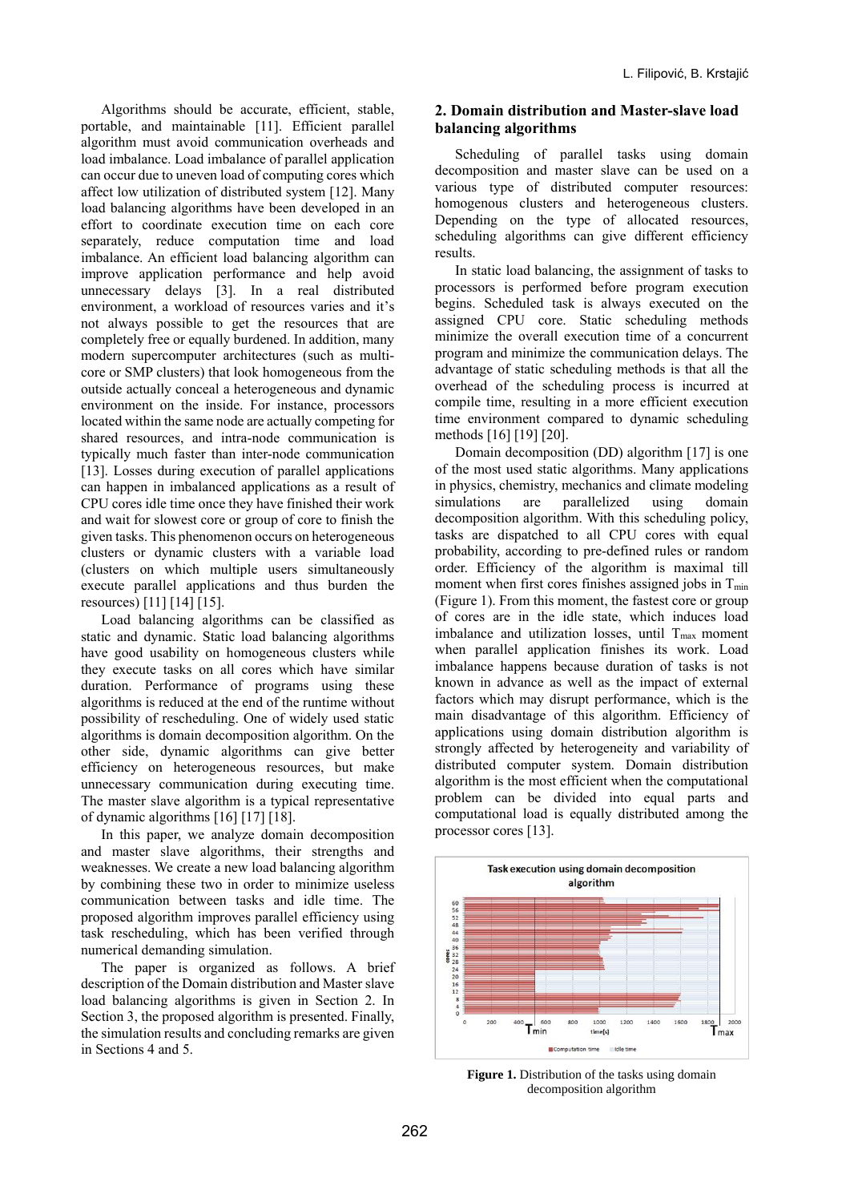Algorithms should be accurate, efficient, stable, portable, and maintainable [11]. Efficient parallel algorithm must avoid communication overheads and load imbalance. Load imbalance of parallel application can occur due to uneven load of computing cores which affect low utilization of distributed system [12]. Many load balancing algorithms have been developed in an effort to coordinate execution time on each core separately, reduce computation time and load imbalance. An efficient load balancing algorithm can improve application performance and help avoid unnecessary delays [3]. In a real distributed environment, a workload of resources varies and it's not always possible to get the resources that are completely free or equally burdened. In addition, many modern supercomputer architectures (such as multi-core or SMP clusters) that look homogeneous from the outside actually conceal a heterogeneous and dynamic environment on the inside. For instance, processors located within the same node are actually competing for shared resources, and intra-node communication is typically much faster than inter-node communication [13]. Losses during execution of parallel applications can happen in imbalanced applications as a result of CPU cores idle time once they have finished their work and wait for slowest core or group of core to finish the given tasks. This phenomenon occurs on heterogeneous clusters or dynamic clusters with a variable load (clusters on which multiple users simultaneously execute parallel applications and thus burden the resources) [11] [14] [15].

Load balancing algorithms can be classified as static and dynamic. Static load balancing algorithms have good usability on homogeneous clusters while they execute tasks on all cores which have similar duration. Performance of programs using these algorithms is reduced at the end of the runtime without possibility of rescheduling. One of widely used static algorithms is domain decomposition algorithm. On the other side, dynamic algorithms can give better efficiency on heterogeneous resources, but make unnecessary communication during executing time. The master slave algorithm is a typical representative of dynamic algorithms [16] [17] [18].

In this paper, we analyze domain decomposition and master slave algorithms, their strengths and weaknesses. We create a new load balancing algorithm by combining these two in order to minimize useless communication between tasks and idle time. The proposed algorithm improves parallel efficiency using task rescheduling, which has been verified through numerical demanding simulation.

The paper is organized as follows. A brief description of the Domain distribution and Master slave load balancing algorithms is given in Section 2. In Section 3, the proposed algorithm is presented. Finally, the simulation results and concluding remarks are given in Sections 4 and 5.

## 2. Domain distribution and Master-slave load balancing algorithms

Scheduling of parallel tasks using domain decomposition and master slave can be used on a various type of distributed computer resources: homogenous clusters and heterogeneous clusters. Depending on the type of allocated resources, scheduling algorithms can give different efficiency results.

In static load balancing, the assignment of tasks to processors is performed before program execution begins. Scheduled task is always executed on the assigned CPU core. Static scheduling methods minimize the overall execution time of a concurrent program and minimize the communication delays. The advantage of static scheduling methods is that all the overhead of the scheduling process is incurred at compile time, resulting in a more efficient execution time environment compared to dynamic scheduling methods [16] [19] [20].

Domain decomposition (DD) algorithm [17] is one of the most used static algorithms. Many applications in physics, chemistry, mechanics and climate modeling simulations are parallelized using domain decomposition algorithm. With this scheduling policy, tasks are dispatched to all CPU cores with equal probability, according to pre-defined rules or random order. Efficiency of the algorithm is maximal till moment when first cores finishes assigned jobs in $T_{min}$ (Figure 1). From this moment, the fastest core or group of cores are in the idle state, which induces load imbalance and utilization losses, until $T_{max}$ moment when parallel application finishes its work. Load imbalance happens because duration of tasks is not known in advance as well as the impact of external factors which may disrupt performance, which is the main disadvantage of this algorithm. Efficiency of applications using domain distribution algorithm is strongly affected by heterogeneity and variability of distributed computer system. Domain distribution algorithm is the most efficient when the computational problem can be divided into equal parts and computational load is equally distributed among the processor cores [13].

**Figure 1.** Distribution of the tasks using domain decomposition algorithm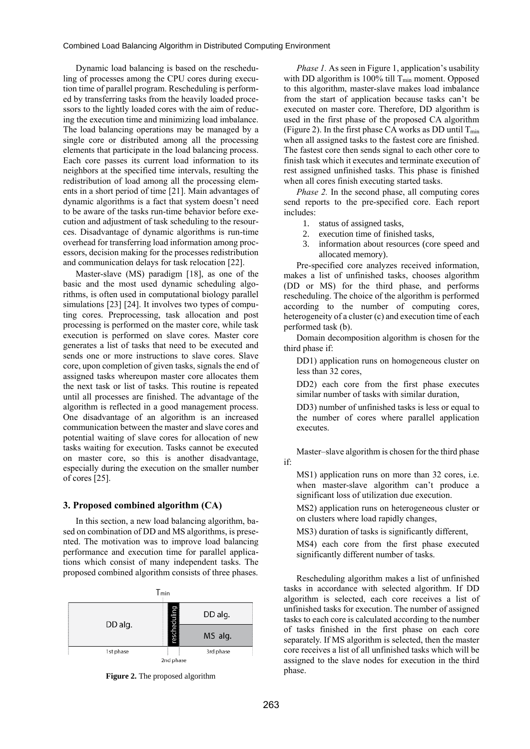Dynamic load balancing is based on the rescheduling of processes among the CPU cores during execution time of parallel program. Rescheduling is performed by transferring tasks from the heavily loaded processors to the lightly loaded cores with the aim of reducing the execution time and minimizing load imbalance. The load balancing operations may be managed by a single core or distributed among all the processing elements that participate in the load balancing process. Each core passes its current load information to its neighbors at the specified time intervals, resulting the redistribution of load among all the processing elements in a short period of time [21]. Main advantages of dynamic algorithms is a fact that system doesn't need to be aware of the tasks run-time behavior before execution and adjustment of task scheduling to the resources. Disadvantage of dynamic algorithms is run-time overhead for transferring load information among processors, decision making for the processes redistribution and communication delays for task relocation [22].

Master-slave (MS) paradigm [18], as one of the basic and the most used dynamic scheduling algorithms, is often used in computational biology parallel simulations [23] [24]. It involves two types of computing cores. Preprocessing, task allocation and post processing is performed on the master core, while task execution is performed on slave cores. Master core generates a list of tasks that need to be executed and sends one or more instructions to slave cores. Slave core, upon completion of given tasks, signals the end of assigned tasks whereupon master core allocates them the next task or list of tasks. This routine is repeated until all processes are finished. The advantage of the algorithm is reflected in a good management process. One disadvantage of an algorithm is an increased communication between the master and slave cores and potential waiting of slave cores for allocation of new tasks waiting for execution. Tasks cannot be executed on master core, so this is another disadvantage, especially during the execution on the smaller number of cores [25].

## 3. Proposed combined algorithm (CA)

In this section, a new load balancing algorithm, based on combination of DD and MS algorithms, is presented. The motivation was to improve load balancing performance and execution time for parallel applications which consist of many independent tasks. The proposed combined algorithm consists of three phases.

| $T_{min}$ | | |
|---|---|---|
| DD alg. | rescheduling | DD alg. |
| | | MS alg. |
| 1st phase | 2nd phase | 3rd phase |

**Figure 2.** The proposed algorithm

*Phase 1.* As seen in Figure 1, application's usability with DD algorithm is 100% till $T_{min}$ moment. Opposed to this algorithm, master-slave makes load imbalance from the start of application because tasks can't be executed on master core. Therefore, DD algorithm is used in the first phase of the proposed CA algorithm (Figure 2). In the first phase CA works as DD until $T_{min}$ when all assigned tasks to the fastest core are finished. The fastest core then sends signal to each other core to finish task which it executes and terminate execution of rest assigned unfinished tasks. This phase is finished when all cores finish executing started tasks.

*Phase 2.* In the second phase, all computing cores send reports to the pre-specified core. Each report includes:

1. status of assigned tasks,
2. execution time of finished tasks,
3. information about resources (core speed and allocated memory).

Pre-specified core analyzes received information, makes a list of unfinished tasks, chooses algorithm (DD or MS) for the third phase, and performs rescheduling. The choice of the algorithm is performed according to the number of computing cores, heterogeneity of a cluster (c) and execution time of each performed task (b).

Domain decomposition algorithm is chosen for the third phase if:

DD1) application runs on homogeneous cluster on less than 32 cores,

DD2) each core from the first phase executes similar number of tasks with similar duration,

DD3) number of unfinished tasks is less or equal to the number of cores where parallel application executes.

Master–slave algorithm is chosen for the third phase if:

MS1) application runs on more than 32 cores, i.e. when master-slave algorithm can't produce a significant loss of utilization due execution.

MS2) application runs on heterogeneous cluster or on clusters where load rapidly changes,

MS3) duration of tasks is significantly different,

MS4) each core from the first phase executed significantly different number of tasks.

Rescheduling algorithm makes a list of unfinished tasks in accordance with selected algorithm. If DD algorithm is selected, each core receives a list of unfinished tasks for execution. The number of assigned tasks to each core is calculated according to the number of tasks finished in the first phase on each core separately. If MS algorithm is selected, then the master core receives a list of all unfinished tasks which will be assigned to the slave nodes for execution in the third phase.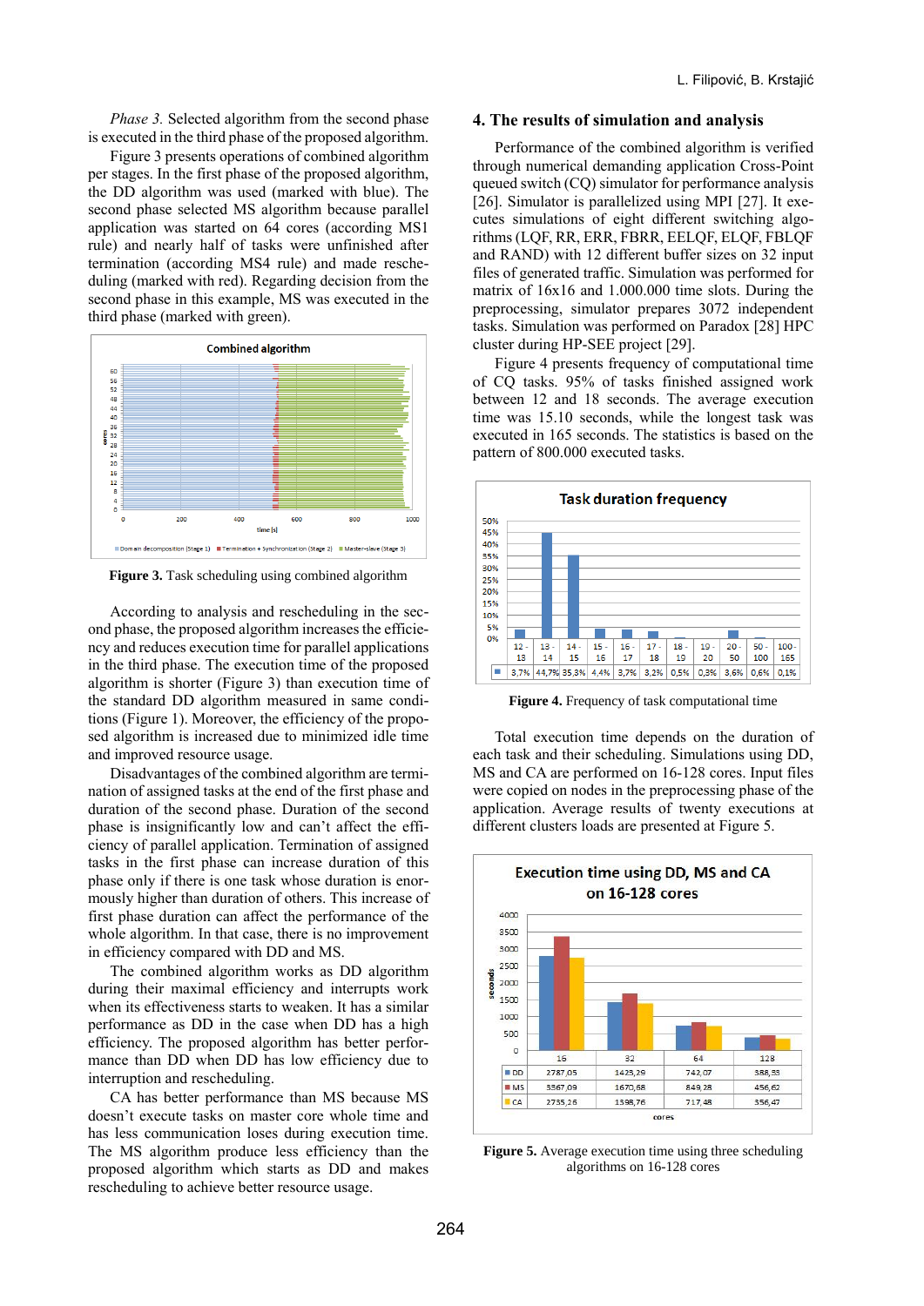*Phase 3.* Selected algorithm from the second phase is executed in the third phase of the proposed algorithm.

Figure 3 presents operations of combined algorithm per stages. In the first phase of the proposed algorithm, the DD algorithm was used (marked with blue). The second phase selected MS algorithm because parallel application was started on 64 cores (according MS1 rule) and nearly half of tasks were unfinished after termination (according MS4 rule) and made rescheduling (marked with red). Regarding decision from the second phase in this example, MS was executed in the third phase (marked with green).

**Figure 3.** Task scheduling using combined algorithm

According to analysis and rescheduling in the second phase, the proposed algorithm increases the efficiency and reduces execution time for parallel applications in the third phase. The execution time of the proposed algorithm is shorter (Figure 3) than execution time of the standard DD algorithm measured in same conditions (Figure 1). Moreover, the efficiency of the proposed algorithm is increased due to minimized idle time and improved resource usage.

Disadvantages of the combined algorithm are termination of assigned tasks at the end of the first phase and duration of the second phase. Duration of the second phase is insignificantly low and can't affect the efficiency of parallel application. Termination of assigned tasks in the first phase can increase duration of this phase only if there is one task whose duration is enormously higher than duration of others. This increase of first phase duration can affect the performance of the whole algorithm. In that case, there is no improvement in efficiency compared with DD and MS.

The combined algorithm works as DD algorithm during their maximal efficiency and interrupts work when its effectiveness starts to weaken. It has a similar performance as DD in the case when DD has a high efficiency. The proposed algorithm has better performance than DD when DD has low efficiency due to interruption and rescheduling.

CA has better performance than MS because MS doesn't execute tasks on master core whole time and has less communication loses during execution time. The MS algorithm produce less efficiency than the proposed algorithm which starts as DD and makes rescheduling to achieve better resource usage.

## 4. The results of simulation and analysis

Performance of the combined algorithm is verified through numerical demanding application Cross-Point queued switch (CQ) simulator for performance analysis [26]. Simulator is parallelized using MPI [27]. It executes simulations of eight different switching algorithms (LQF, RR, ERR, FBRR, EELQF, ELQF, FBLQF and RAND) with 12 different buffer sizes on 32 input files of generated traffic. Simulation was performed for matrix of 16x16 and 1.000.000 time slots. During the preprocessing, simulator prepares 3072 independent tasks. Simulation was performed on Paradox [28] HPC cluster during HP-SEE project [29].

Figure 4 presents frequency of computational time of CQ tasks. 95% of tasks finished assigned work between 12 and 18 seconds. The average execution time was 15.10 seconds, while the longest task was executed in 165 seconds. The statistics is based on the pattern of 800.000 executed tasks.

| | 12 - 13 | 13 - 14 | 14 - 15 | 15 - 16 | 16 - 17 | 17 - 18 | 18 - 19 | 19 - 20 | 20 - 50 | 50 - 100 | 100 - 165 |
|---|---|---|---|---|---|---|---|---|---|---|---|
| | 3,7% | 44,7% | 35,3% | 4,4% | 3,7% | 3,2% | 0,5% | 0,3% | 3,6% | 0,6% | 0,1% |

**Figure 4.** Frequency of task computational time

Total execution time depends on the duration of each task and their scheduling. Simulations using DD, MS and CA are performed on 16-128 cores. Input files were copied on nodes in the preprocessing phase of the application. Average results of twenty executions at different clusters loads are presented at Figure 5.

| cores | 16 | 32 | 64 | 128 |
|---|---|---|---|---|
| DD | 2787,05 | 1423,29 | 742,07 | 388,33 |
| MS | 3367,09 | 1670,68 | 849,28 | 456,62 |
| CA | 2735,26 | 1398,76 | 717,48 | 356,47 |

**Figure 5.** Average execution time using three scheduling algorithms on 16-128 cores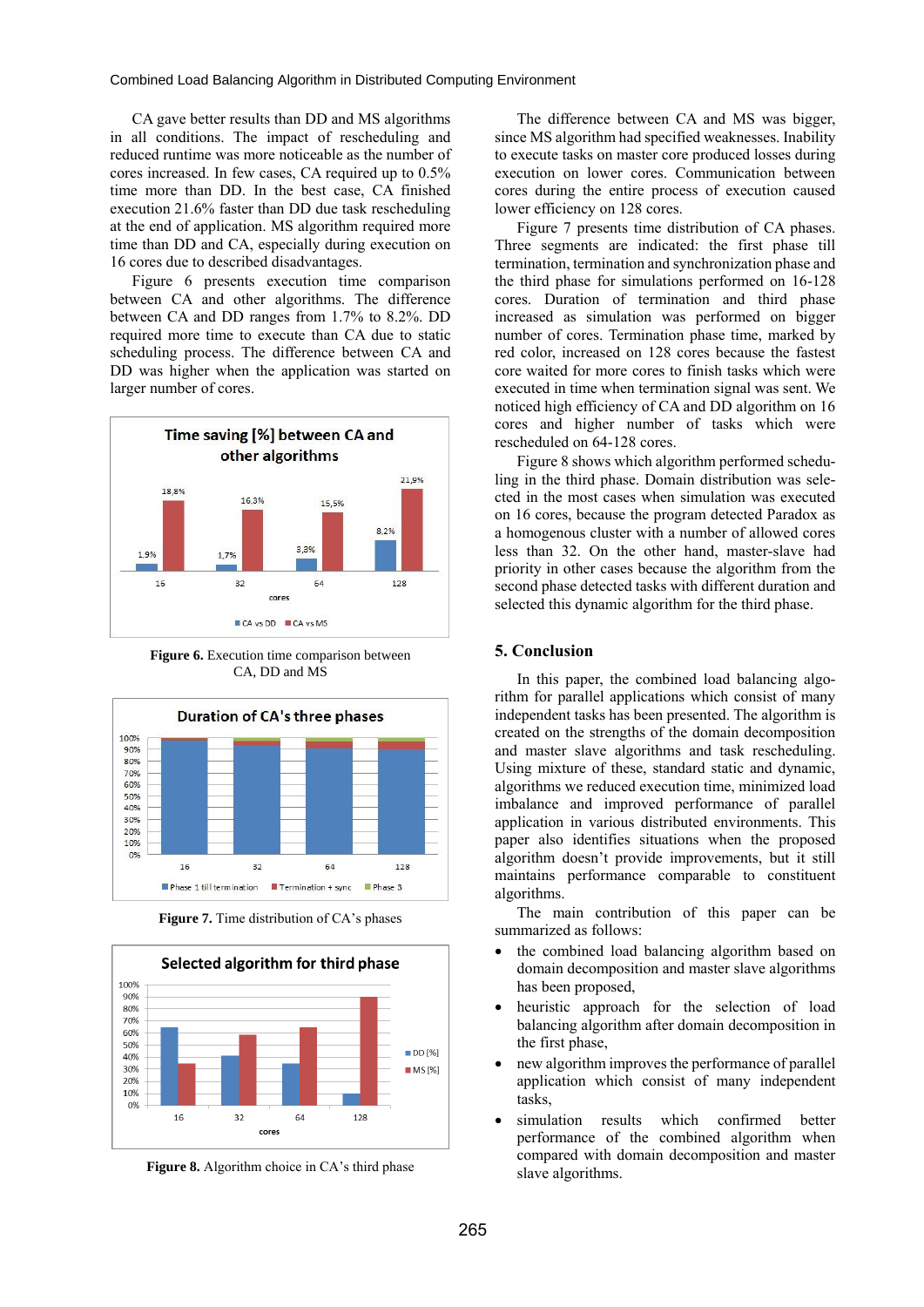CA gave better results than DD and MS algorithms in all conditions. The impact of rescheduling and reduced runtime was more noticeable as the number of cores increased. In few cases, CA required up to 0.5% time more than DD. In the best case, CA finished execution 21.6% faster than DD due task rescheduling at the end of application. MS algorithm required more time than DD and CA, especially during execution on 16 cores due to described disadvantages.

Figure 6 presents execution time comparison between CA and other algorithms. The difference between CA and DD ranges from 1.7% to 8.2%. DD required more time to execute than CA due to static scheduling process. The difference between CA and DD was higher when the application was started on larger number of cores.

**Figure 6.** Execution time comparison between CA, DD and MS

**Figure 7.** Time distribution of CA's phases

**Figure 8.** Algorithm choice in CA's third phase

The difference between CA and MS was bigger, since MS algorithm had specified weaknesses. Inability to execute tasks on master core produced losses during execution on lower cores. Communication between cores during the entire process of execution caused lower efficiency on 128 cores.

Figure 7 presents time distribution of CA phases. Three segments are indicated: the first phase till termination, termination and synchronization phase and the third phase for simulations performed on 16-128 cores. Duration of termination and third phase increased as simulation was performed on bigger number of cores. Termination phase time, marked by red color, increased on 128 cores because the fastest core waited for more cores to finish tasks which were executed in time when termination signal was sent. We noticed high efficiency of CA and DD algorithm on 16 cores and higher number of tasks which were rescheduled on 64-128 cores.

Figure 8 shows which algorithm performed scheduling in the third phase. Domain distribution was selected in the most cases when simulation was executed on 16 cores, because the program detected Paradox as a homogenous cluster with a number of allowed cores less than 32. On the other hand, master-slave had priority in other cases because the algorithm from the second phase detected tasks with different duration and selected this dynamic algorithm for the third phase.

## 5. Conclusion

In this paper, the combined load balancing algorithm for parallel applications which consist of many independent tasks has been presented. The algorithm is created on the strengths of the domain decomposition and master slave algorithms and task rescheduling. Using mixture of these, standard static and dynamic, algorithms we reduced execution time, minimized load imbalance and improved performance of parallel application in various distributed environments. This paper also identifies situations when the proposed algorithm doesn't provide improvements, but it still maintains performance comparable to constituent algorithms.

The main contribution of this paper can be summarized as follows:

- the combined load balancing algorithm based on domain decomposition and master slave algorithms has been proposed,
- heuristic approach for the selection of load balancing algorithm after domain decomposition in the first phase,
- new algorithm improves the performance of parallel application which consist of many independent tasks,
- simulation results which confirmed better performance of the combined algorithm when compared with domain decomposition and master slave algorithms.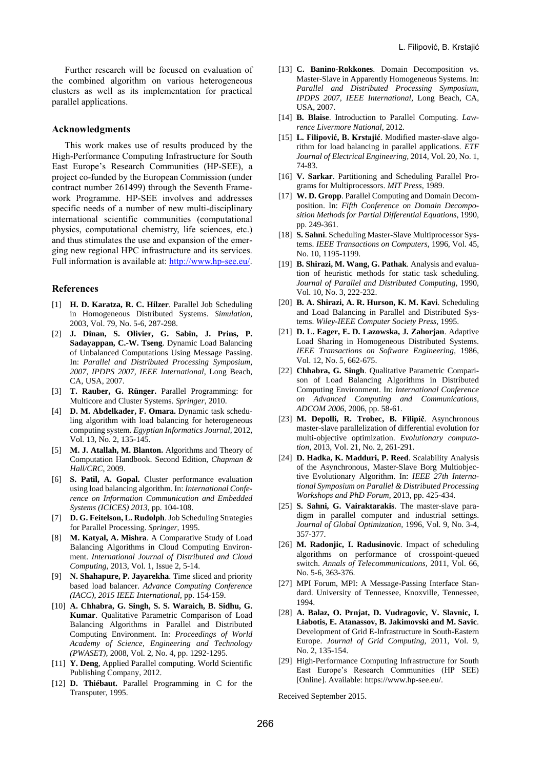Further research will be focused on evaluation of the combined algorithm on various heterogeneous clusters as well as its implementation for practical parallel applications.

## Acknowledgments

This work makes use of results produced by the High-Performance Computing Infrastructure for South East Europe's Research Communities (HP-SEE), a project co-funded by the European Commission (under contract number 261499) through the Seventh Framework Programme. HP-SEE involves and addresses specific needs of a number of new multi-disciplinary international scientific communities (computational physics, computational chemistry, life sciences, etc.) and thus stimulates the use and expansion of the emerging new regional HPC infrastructure and its services. Full information is available at: http://www.hp-see.eu/.

## References

[1] **H. D. Karatza, R. C. Hilzer**. Parallel Job Scheduling in Homogeneous Distributed Systems. *Simulation*, 2003, Vol. 79, No. 5-6, 287-298.

[2] **J. Dinan, S. Olivier, G. Sabin, J. Prins, P. Sadayappan, C.-W. Tseng**. Dynamic Load Balancing of Unbalanced Computations Using Message Passing. In: *Parallel and Distributed Processing Symposium, 2007, IPDPS 2007, IEEE International*, Long Beach, CA, USA, 2007.

[3] **T. Rauber, G. Rünger.** Parallel Programming: for Multicore and Cluster Systems. *Springer*, 2010.

[4] **D. M. Abdelkader, F. Omara.** Dynamic task scheduling algorithm with load balancing for heterogeneous computing system. *Egyptian Informatics Journal*, 2012, Vol. 13, No. 2, 135-145.

[5] **M. J. Atallah, M. Blanton.** Algorithms and Theory of Computation Handbook. Second Edition, *Chapman & Hall/CRC*, 2009.

[6] **S. Patil, A. Gopal.** Cluster performance evaluation using load balancing algorithm. In: *International Conference on Information Communication and Embedded Systems (ICICES) 2013*, pp. 104-108.

[7] **D. G. Feitelson, L. Rudolph**. Job Scheduling Strategies for Parallel Processing. *Springer*, 1995.

[8] **M. Katyal, A. Mishra**. A Comparative Study of Load Balancing Algorithms in Cloud Computing Environment. *International Journal of Distributed and Cloud Computing*, 2013, Vol. 1, Issue 2, 5-14.

[9] **N. Shahapure, P. Jayarekha**. Time sliced and priority based load balancer. *Advance Computing Conference (IACC), 2015 IEEE International*, pp. 154-159.

[10] **A. Chhabra, G. Singh, S. S. Waraich, B. Sidhu, G. Kumar**. Qualitative Parametric Comparison of Load Balancing Algorithms in Parallel and Distributed Computing Environment. In: *Proceedings of World Academy of Science, Engineering and Technology (PWASET)*, 2008, Vol. 2, No. 4, pp. 1292-1295.

[11] **Y. Deng**, Applied Parallel computing. World Scientific Publishing Company, 2012.

[12] **D. Thiébaut.** Parallel Programming in C for the Transputer, 1995.

[13] **C. Banino-Rokkones**. Domain Decomposition vs. Master-Slave in Apparently Homogeneous Systems. In: *Parallel and Distributed Processing Symposium, IPDPS 2007, IEEE International*, Long Beach, CA, USA, 2007.

[14] **B. Blaise**. Introduction to Parallel Computing. *Lawrence Livermore National*, 2012.

[15] **L. Filipović, B. Krstajić**. Modified master-slave algorithm for load balancing in parallel applications. *ETF Journal of Electrical Engineering*, 2014, Vol. 20, No. 1, 74-83.

[16] **V. Sarkar**. Partitioning and Scheduling Parallel Programs for Multiprocessors. *MIT Press*, 1989.

[17] **W. D. Gropp**. Parallel Computing and Domain Decomposition. In: *Fifth Conference on Domain Decomposition Methods for Partial Differential Equations*, 1990, pp. 249-361.

[18] **S. Sahni**. Scheduling Master-Slave Multiprocessor Systems. *IEEE Transactions on Computers*, 1996, Vol. 45, No. 10, 1195-1199.

[19] **B. Shirazi, M. Wang, G. Pathak**. Analysis and evaluation of heuristic methods for static task scheduling. *Journal of Parallel and Distributed Computing*, 1990, Vol. 10, No. 3, 222-232.

[20] **B. A. Shirazi, A. R. Hurson, K. M. Kavi**. Scheduling and Load Balancing in Parallel and Distributed Systems. *Wiley-IEEE Computer Society Press*, 1995.

[21] **D. L. Eager, E. D. Lazowska, J. Zahorjan**. Adaptive Load Sharing in Homogeneous Distributed Systems. *IEEE Transactions on Software Engineering*, 1986, Vol. 12, No. 5, 662-675.

[22] **Chhabra, G. Singh**. Qualitative Parametric Comparison of Load Balancing Algorithms in Distributed Computing Environment. In: *International Conference on Advanced Computing and Communications, ADCOM 2006*, 2006, pp. 58-61.

[23] **M. Depolli, R. Trobec, B. Filipič**. Asynchronous master-slave parallelization of differential evolution for multi-objective optimization. *Evolutionary computation*, 2013, Vol. 21, No. 2, 261-291.

[24] **D. Hadka, K. Madduri, P. Reed**. Scalability Analysis of the Asynchronous, Master-Slave Borg Multiobjective Evolutionary Algorithm. In: *IEEE 27th International Symposium on Parallel & Distributed Processing Workshops and PhD Forum*, 2013, pp. 425-434.

[25] **S. Sahni, G. Vairaktarakis**. The master-slave paradigm in parallel computer and industrial settings. *Journal of Global Optimization*, 1996, Vol. 9, No. 3-4, 357-377.

[26] **M. Radonjic, I. Radusinovic**. Impact of scheduling algorithms on performance of crosspoint-queued switch. *Annals of Telecommunications*, 2011, Vol. 66, No. 5-6, 363-376.

[27] MPI Forum, MPI: A Message-Passing Interface Standard. University of Tennessee, Knoxville, Tennessee, 1994.

[28] **A. Balaz, O. Prnjat, D. Vudragovic, V. Slavnic, I. Liabotis, E. Atanassov, B. Jakimovski and M. Savic**. Development of Grid E-Infrastructure in South-Eastern Europe. *Journal of Grid Computing*, 2011, Vol. 9, No. 2, 135-154.

[29] High-Performance Computing Infrastructure for South East Europe's Research Communities (HP SEE) [Online]. Available: https://www.hp-see.eu/.

Received September 2015.